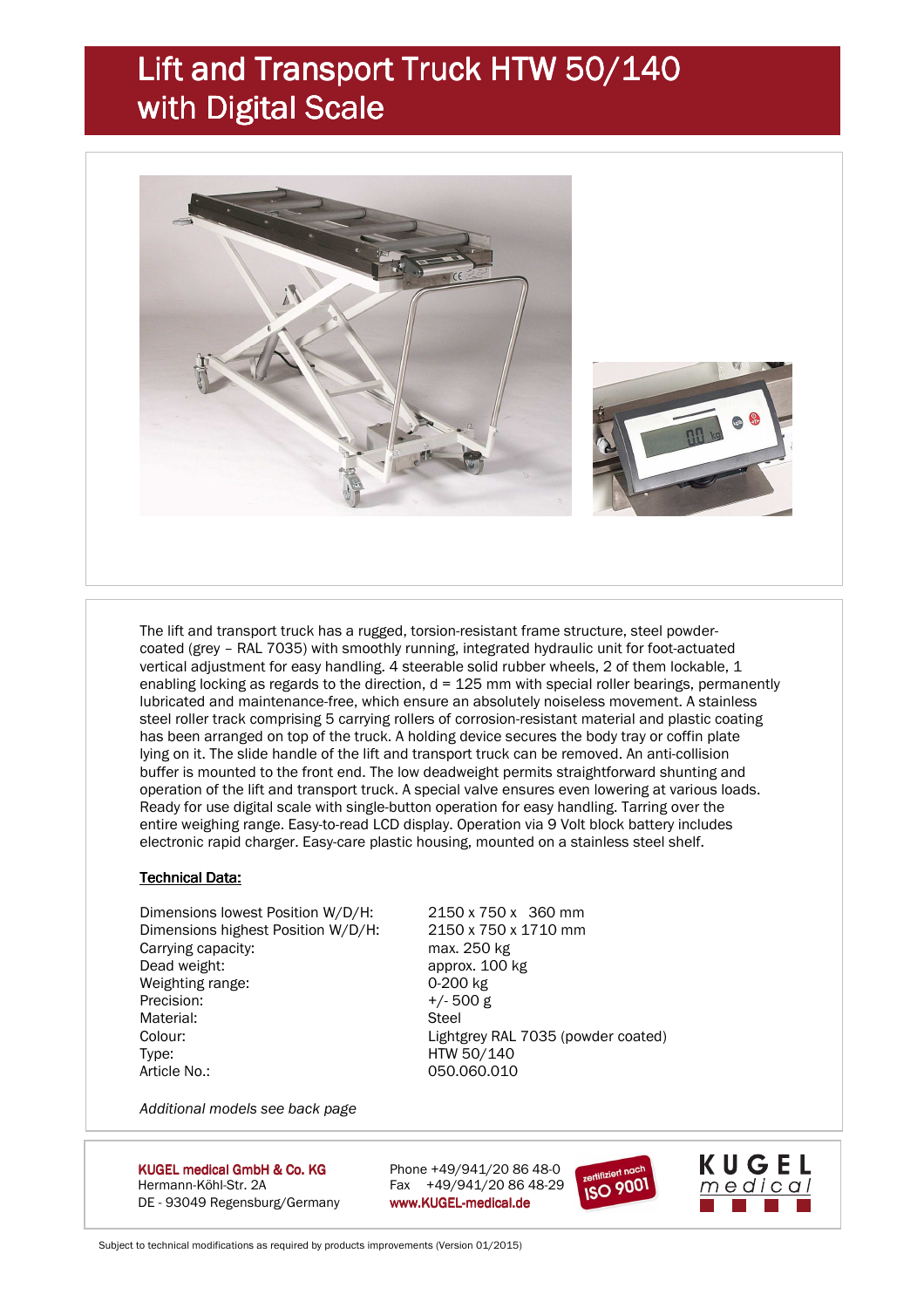# Lift and Transport Truck HTW 50/140 with Digital Scale

The lift and transport truck has a rugged, torsion-resistant frame structure, steel powder-coated (grey – RAL 7035) with smoothly running, integrated hydraulic unit for foot-actuated vertical adjustment for easy handling. 4 steerable solid rubber wheels, 2 of them lockable, 1 enabling locking as regards to the direction, d = 125 mm with special roller bearings, permanently lubricated and maintenance-free, which ensure an absolutely noiseless movement. A stainless steel roller track comprising 5 carrying rollers of corrosion-resistant material and plastic coating has been arranged on top of the truck. A holding device secures the body tray or coffin plate lying on it. The slide handle of the lift and transport truck can be removed. An anti-collision buffer is mounted to the front end. The low deadweight permits straightforward shunting and operation of the lift and transport truck. A special valve ensures even lowering at various loads. Ready for use digital scale with single-button operation for easy handling. Tarring over the entire weighing range. Easy-to-read LCD display. Operation via 9 Volt block battery includes electronic rapid charger. Easy-care plastic housing, mounted on a stainless steel shelf.

**Technical Data:**

| | |
|---|---|
| Dimensions lowest Position W/D/H: | 2150 x 750 x 360 mm |
| Dimensions highest Position W/D/H: | 2150 x 750 x 1710 mm |
| Carrying capacity: | max. 250 kg |
| Dead weight: | approx. 100 kg |
| Weighting range: | 0-200 kg |
| Precision: | +/- 500 g |
| Material: | Steel |
| Colour: | Lightgrey RAL 7035 (powder coated) |
| Type: | HTW 50/140 |
| Article No.: | 050.060.010 |

*Additional models see back page*

**KUGEL medical GmbH & Co. KG**
Hermann-Köhl-Str. 2A
DE - 93049 Regensburg/Germany

Phone +49/941/20 86 48-0
Fax +49/941/20 86 48-29
www.KUGEL-medical.de

zertifiziert nach ISO 9001

KUGEL medical

Subject to technical modifications as required by products improvements (Version 01/2015)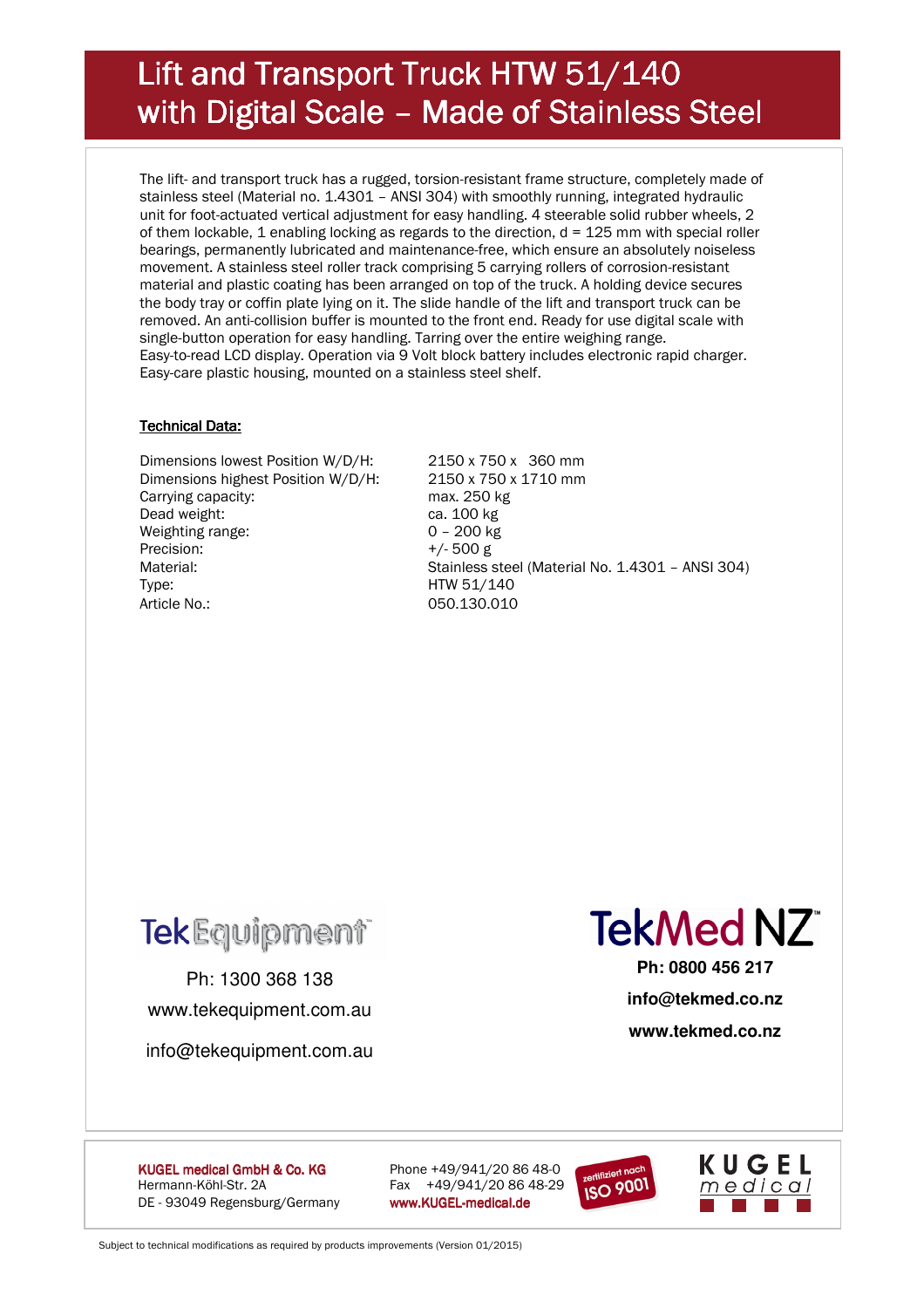# Lift and Transport Truck HTW 51/140 with Digital Scale – Made of Stainless Steel

The lift- and transport truck has a rugged, torsion-resistant frame structure, completely made of stainless steel (Material no. 1.4301 – ANSI 304) with smoothly running, integrated hydraulic unit for foot-actuated vertical adjustment for easy handling. 4 steerable solid rubber wheels, 2 of them lockable, 1 enabling locking as regards to the direction, d = 125 mm with special roller bearings, permanently lubricated and maintenance-free, which ensure an absolutely noiseless movement. A stainless steel roller track comprising 5 carrying rollers of corrosion-resistant material and plastic coating has been arranged on top of the truck. A holding device secures the body tray or coffin plate lying on it. The slide handle of the lift and transport truck can be removed. An anti-collision buffer is mounted to the front end. Ready for use digital scale with single-button operation for easy handling. Tarring over the entire weighing range. Easy-to-read LCD display. Operation via 9 Volt block battery includes electronic rapid charger. Easy-care plastic housing, mounted on a stainless steel shelf.

**Technical Data:**

| | |
|---|---|
| Dimensions lowest Position W/D/H: | 2150 x 750 x 360 mm |
| Dimensions highest Position W/D/H: | 2150 x 750 x 1710 mm |
| Carrying capacity: | max. 250 kg |
| Dead weight: | ca. 100 kg |
| Weighting range: | 0 – 200 kg |
| Precision: | +/- 500 g |
| Material: | Stainless steel (Material No. 1.4301 – ANSI 304) |
| Type: | HTW 51/140 |
| Article No.: | 050.130.010 |

TekEquipment

Ph: 1300 368 138

www.tekequipment.com.au

info@tekequipment.com.au

TekMed NZ

**Ph: 0800 456 217**

**info@tekmed.co.nz**

**www.tekmed.co.nz**

KUGEL medical GmbH & Co. KG
Hermann-Köhl-Str. 2A
DE - 93049 Regensburg/Germany

Phone +49/941/20 86 48-0
Fax +49/941/20 86 48-29
www.KUGEL-medical.de

zertifiziert nach ISO 9001

KUGEL medical

Subject to technical modifications as required by products improvements (Version 01/2015)